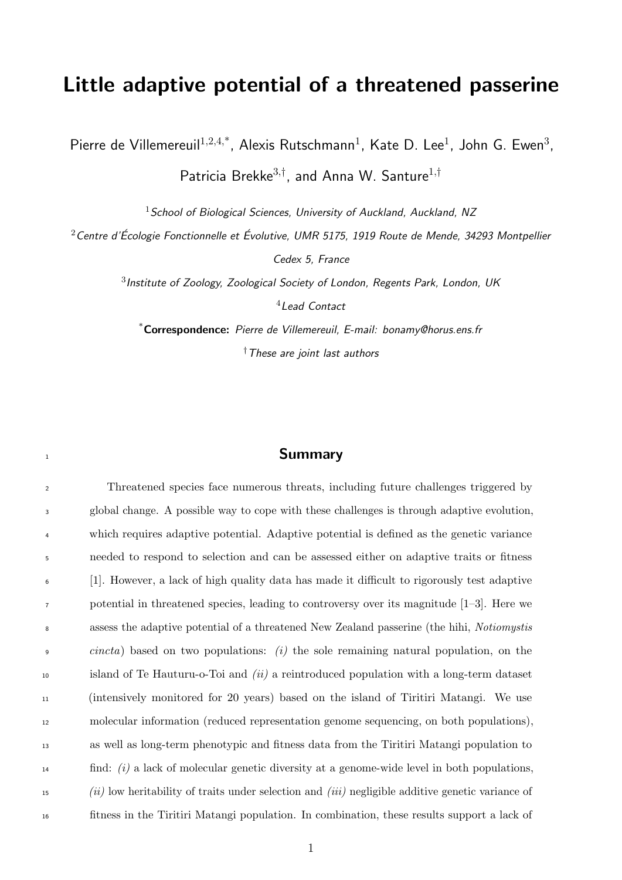# Little adaptive potential of a threatened passerine

Pierre de Villemereuil[1,2,4,*], Alexis Rutschmann[1], Kate D. Lee[1], John G. Ewen[3], Patricia Brekke[3,†], and Anna W. Santure[1,†]

[1] *School of Biological Sciences, University of Auckland, Auckland, NZ*

[2] *Centre d'Écologie Fonctionnelle et Évolutive, UMR 5175, 1919 Route de Mende, 34293 Montpellier Cedex 5, France*

[3] *Institute of Zoology, Zoological Society of London, Regents Park, London, UK*

[4] *Lead Contact*

[*] **Correspondence:** *Pierre de Villemereuil, E-mail: bonamy@horus.ens.fr*

[†] *These are joint last authors*

## Summary

Threatened species face numerous threats, including future challenges triggered by global change. A possible way to cope with these challenges is through adaptive evolution, which requires adaptive potential. Adaptive potential is defined as the genetic variance needed to respond to selection and can be assessed either on adaptive traits or fitness [1]. However, a lack of high quality data has made it difficult to rigorously test adaptive potential in threatened species, leading to controversy over its magnitude [1–3]. Here we assess the adaptive potential of a threatened New Zealand passerine (the hihi, *Notiomystis cincta*) based on two populations: *(i)* the sole remaining natural population, on the island of Te Hauturu-o-Toi and *(ii)* a reintroduced population with a long-term dataset (intensively monitored for 20 years) based on the island of Tiritiri Matangi. We use molecular information (reduced representation genome sequencing, on both populations), as well as long-term phenotypic and fitness data from the Tiritiri Matangi population to find: *(i)* a lack of molecular genetic diversity at a genome-wide level in both populations, *(ii)* low heritability of traits under selection and *(iii)* negligible additive genetic variance of fitness in the Tiritiri Matangi population. In combination, these results support a lack of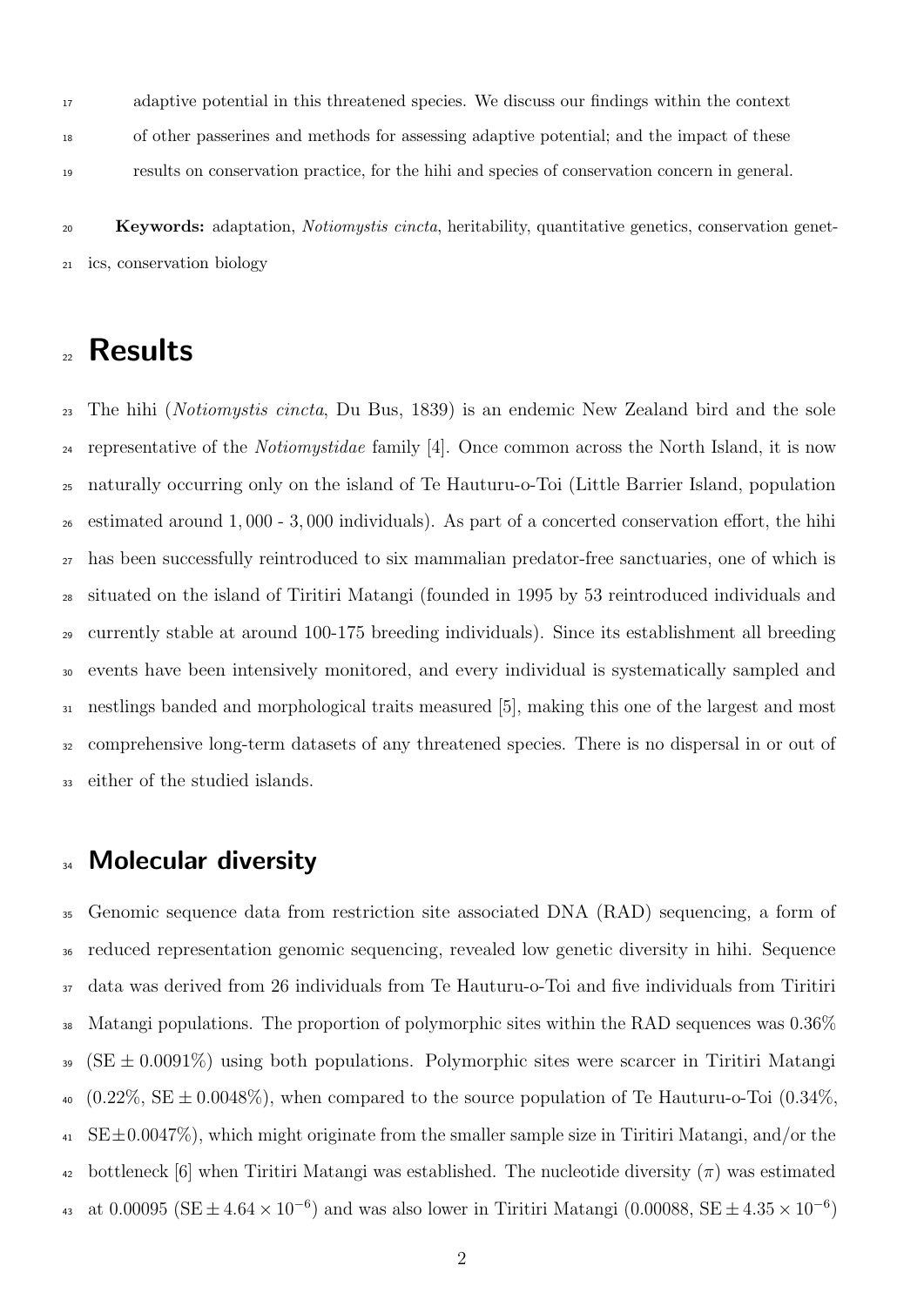adaptive potential in this threatened species. We discuss our findings within the context of other passerines and methods for assessing adaptive potential; and the impact of these results on conservation practice, for the hihi and species of conservation concern in general.

**Keywords:** adaptation, *Notiomystis cincta*, heritability, quantitative genetics, conservation genetics, conservation biology

# Results

The hihi (*Notiomystis cincta*, Du Bus, 1839) is an endemic New Zealand bird and the sole representative of the *Notiomystidae* family [4]. Once common across the North Island, it is now naturally occurring only on the island of Te Hauturu-o-Toi (Little Barrier Island, population estimated around $1,000$ - $3,000$ individuals). As part of a concerted conservation effort, the hihi has been successfully reintroduced to six mammalian predator-free sanctuaries, one of which is situated on the island of Tiritiri Matangi (founded in 1995 by 53 reintroduced individuals and currently stable at around 100-175 breeding individuals). Since its establishment all breeding events have been intensively monitored, and every individual is systematically sampled and nestlings banded and morphological traits measured [5], making this one of the largest and most comprehensive long-term datasets of any threatened species. There is no dispersal in or out of either of the studied islands.

## Molecular diversity

Genomic sequence data from restriction site associated DNA (RAD) sequencing, a form of reduced representation genomic sequencing, revealed low genetic diversity in hihi. Sequence data was derived from 26 individuals from Te Hauturu-o-Toi and five individuals from Tiritiri Matangi populations. The proportion of polymorphic sites within the RAD sequences was 0.36% (SE $\pm$ 0.0091%) using both populations. Polymorphic sites were scarcer in Tiritiri Matangi (0.22%, SE $\pm$ 0.0048%), when compared to the source population of Te Hauturu-o-Toi (0.34%, SE$\pm$0.0047%), which might originate from the smaller sample size in Tiritiri Matangi, and/or the bottleneck [6] when Tiritiri Matangi was established. The nucleotide diversity ($\pi$) was estimated at 0.00095 (SE $\pm 4.64 \times 10^{-6}$) and was also lower in Tiritiri Matangi (0.00088, SE $\pm 4.35 \times 10^{-6}$)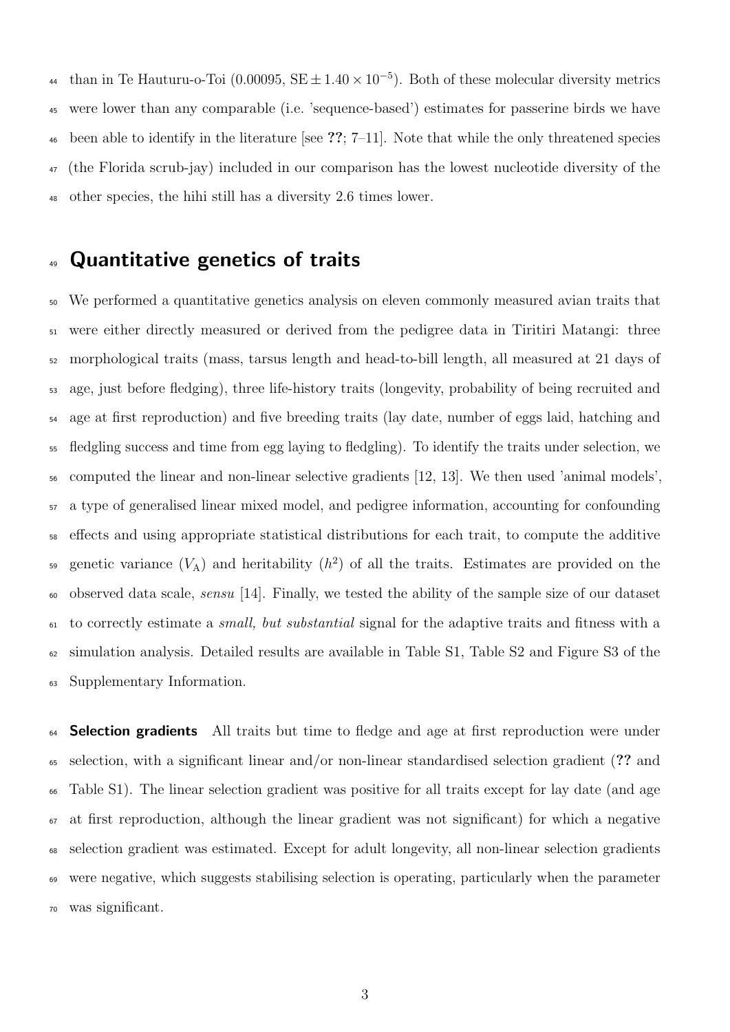than in Te Hauturu-o-Toi (0.00095, $\mathrm{SE} \pm 1.40 \times 10^{-5}$). Both of these molecular diversity metrics were lower than any comparable (i.e. 'sequence-based') estimates for passerine birds we have been able to identify in the literature [see **??**; 7–11]. Note that while the only threatened species (the Florida scrub-jay) included in our comparison has the lowest nucleotide diversity of the other species, the hihi still has a diversity 2.6 times lower.

# Quantitative genetics of traits

We performed a quantitative genetics analysis on eleven commonly measured avian traits that were either directly measured or derived from the pedigree data in Tiritiri Matangi: three morphological traits (mass, tarsus length and head-to-bill length, all measured at 21 days of age, just before fledging), three life-history traits (longevity, probability of being recruited and age at first reproduction) and five breeding traits (lay date, number of eggs laid, hatching and fledgling success and time from egg laying to fledgling). To identify the traits under selection, we computed the linear and non-linear selective gradients [12, 13]. We then used 'animal models', a type of generalised linear mixed model, and pedigree information, accounting for confounding effects and using appropriate statistical distributions for each trait, to compute the additive genetic variance ($V_{\mathrm{A}}$) and heritability ($h^2$) of all the traits. Estimates are provided on the observed data scale, *sensu* [14]. Finally, we tested the ability of the sample size of our dataset to correctly estimate a *small, but substantial* signal for the adaptive traits and fitness with a simulation analysis. Detailed results are available in Table S1, Table S2 and Figure S3 of the Supplementary Information.

**Selection gradients** All traits but time to fledge and age at first reproduction were under selection, with a significant linear and/or non-linear standardised selection gradient (**??** and Table S1). The linear selection gradient was positive for all traits except for lay date (and age at first reproduction, although the linear gradient was not significant) for which a negative selection gradient was estimated. Except for adult longevity, all non-linear selection gradients were negative, which suggests stabilising selection is operating, particularly when the parameter was significant.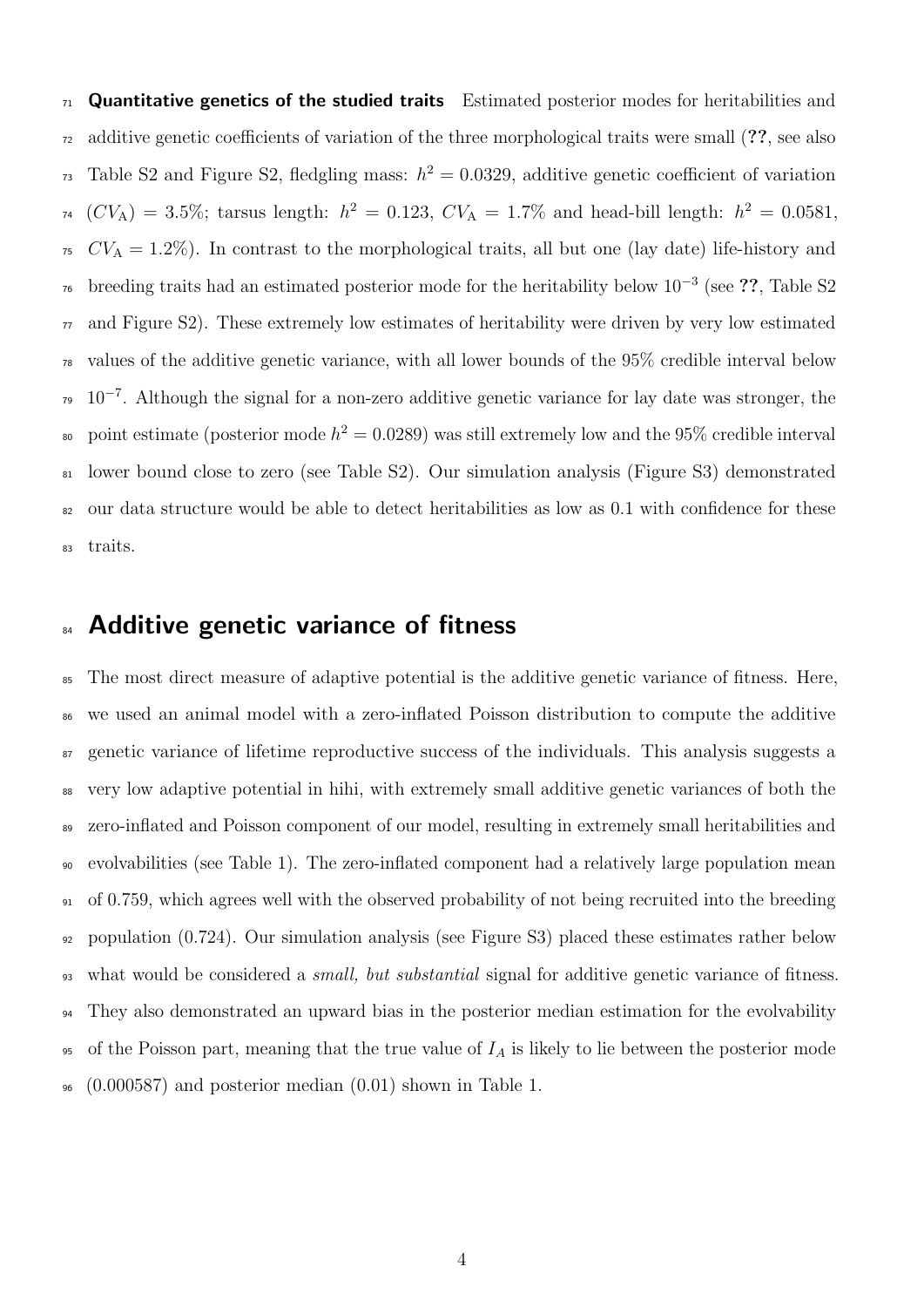**Quantitative genetics of the studied traits** Estimated posterior modes for heritabilities and additive genetic coefficients of variation of the three morphological traits were small (**??**, see also Table S2 and Figure S2, fledgling mass: $h^2 = 0.0329$, additive genetic coefficient of variation ($CV_{\mathrm{A}}$) = 3.5%; tarsus length: $h^2 = 0.123$, $CV_{\mathrm{A}} = 1.7\%$ and head-bill length: $h^2 = 0.0581$, $CV_{\mathrm{A}} = 1.2\%$). In contrast to the morphological traits, all but one (lay date) life-history and breeding traits had an estimated posterior mode for the heritability below $10^{-3}$ (see **??**, Table S2 and Figure S2). These extremely low estimates of heritability were driven by very low estimated values of the additive genetic variance, with all lower bounds of the 95% credible interval below $10^{-7}$. Although the signal for a non-zero additive genetic variance for lay date was stronger, the point estimate (posterior mode $h^2 = 0.0289$) was still extremely low and the 95% credible interval lower bound close to zero (see Table S2). Our simulation analysis (Figure S3) demonstrated our data structure would be able to detect heritabilities as low as 0.1 with confidence for these traits.

# Additive genetic variance of fitness

The most direct measure of adaptive potential is the additive genetic variance of fitness. Here, we used an animal model with a zero-inflated Poisson distribution to compute the additive genetic variance of lifetime reproductive success of the individuals. This analysis suggests a very low adaptive potential in hihi, with extremely small additive genetic variances of both the zero-inflated and Poisson component of our model, resulting in extremely small heritabilities and evolvabilities (see Table 1). The zero-inflated component had a relatively large population mean of 0.759, which agrees well with the observed probability of not being recruited into the breeding population (0.724). Our simulation analysis (see Figure S3) placed these estimates rather below what would be considered a *small, but substantial* signal for additive genetic variance of fitness. They also demonstrated an upward bias in the posterior median estimation for the evolvability of the Poisson part, meaning that the true value of $I_A$ is likely to lie between the posterior mode (0.000587) and posterior median (0.01) shown in Table 1.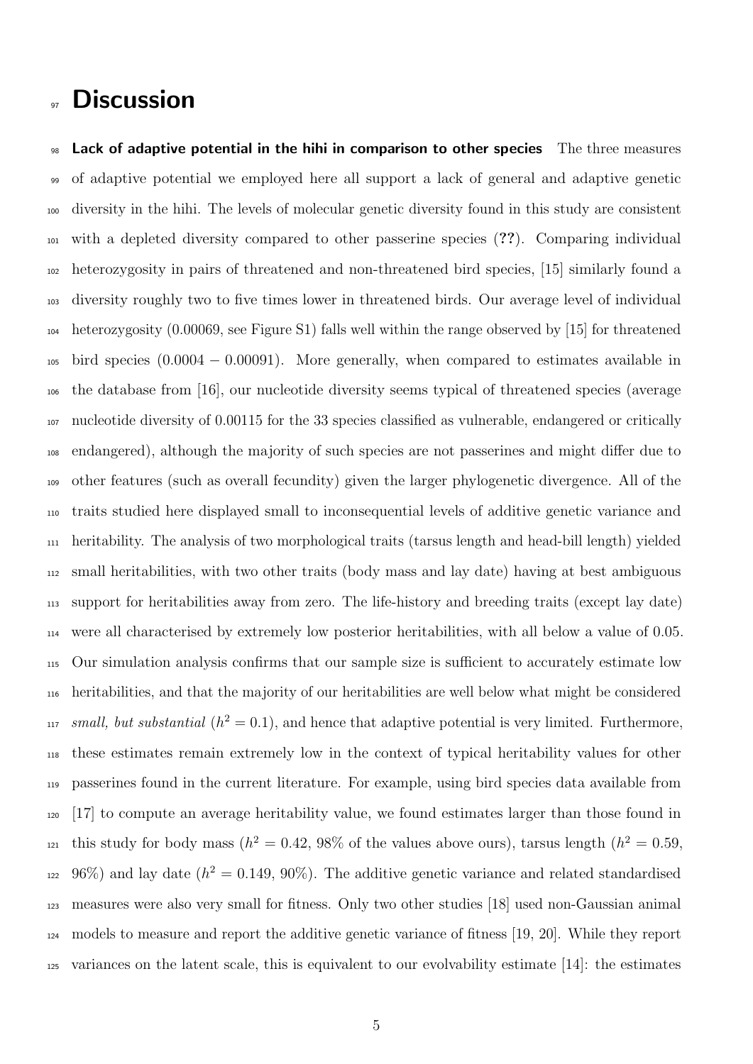# Discussion

**Lack of adaptive potential in the hihi in comparison to other species** The three measures of adaptive potential we employed here all support a lack of general and adaptive genetic diversity in the hihi. The levels of molecular genetic diversity found in this study are consistent with a depleted diversity compared to other passerine species (**??**). Comparing individual heterozygosity in pairs of threatened and non-threatened bird species, [15] similarly found a diversity roughly two to five times lower in threatened birds. Our average level of individual heterozygosity (0.00069, see Figure S1) falls well within the range observed by [15] for threatened bird species ($0.0004 - 0.00091$). More generally, when compared to estimates available in the database from [16], our nucleotide diversity seems typical of threatened species (average nucleotide diversity of 0.00115 for the 33 species classified as vulnerable, endangered or critically endangered), although the majority of such species are not passerines and might differ due to other features (such as overall fecundity) given the larger phylogenetic divergence. All of the traits studied here displayed small to inconsequential levels of additive genetic variance and heritability. The analysis of two morphological traits (tarsus length and head-bill length) yielded small heritabilities, with two other traits (body mass and lay date) having at best ambiguous support for heritabilities away from zero. The life-history and breeding traits (except lay date) were all characterised by extremely low posterior heritabilities, with all below a value of 0.05. Our simulation analysis confirms that our sample size is sufficient to accurately estimate low heritabilities, and that the majority of our heritabilities are well below what might be considered *small, but substantial* ($h^2 = 0.1$), and hence that adaptive potential is very limited. Furthermore, these estimates remain extremely low in the context of typical heritability values for other passerines found in the current literature. For example, using bird species data available from [17] to compute an average heritability value, we found estimates larger than those found in this study for body mass ($h^2 = 0.42$, 98% of the values above ours), tarsus length ($h^2 = 0.59$, 96%) and lay date ($h^2 = 0.149$, 90%). The additive genetic variance and related standardised measures were also very small for fitness. Only two other studies [18] used non-Gaussian animal models to measure and report the additive genetic variance of fitness [19, 20]. While they report variances on the latent scale, this is equivalent to our evolvability estimate [14]: the estimates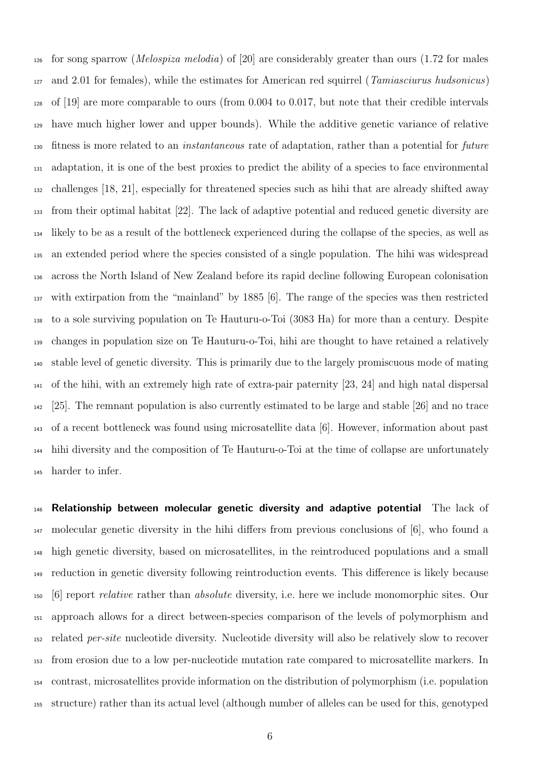for song sparrow (*Melospiza melodia*) of [20] are considerably greater than ours (1.72 for males and 2.01 for females), while the estimates for American red squirrel (*Tamiasciurus hudsonicus*) of [19] are more comparable to ours (from 0.004 to 0.017, but note that their credible intervals have much higher lower and upper bounds). While the additive genetic variance of relative fitness is more related to an *instantaneous* rate of adaptation, rather than a potential for *future* adaptation, it is one of the best proxies to predict the ability of a species to face environmental challenges [18, 21], especially for threatened species such as hihi that are already shifted away from their optimal habitat [22]. The lack of adaptive potential and reduced genetic diversity are likely to be as a result of the bottleneck experienced during the collapse of the species, as well as an extended period where the species consisted of a single population. The hihi was widespread across the North Island of New Zealand before its rapid decline following European colonisation with extirpation from the "mainland" by 1885 [6]. The range of the species was then restricted to a sole surviving population on Te Hauturu-o-Toi (3083 Ha) for more than a century. Despite changes in population size on Te Hauturu-o-Toi, hihi are thought to have retained a relatively stable level of genetic diversity. This is primarily due to the largely promiscuous mode of mating of the hihi, with an extremely high rate of extra-pair paternity [23, 24] and high natal dispersal [25]. The remnant population is also currently estimated to be large and stable [26] and no trace of a recent bottleneck was found using microsatellite data [6]. However, information about past hihi diversity and the composition of Te Hauturu-o-Toi at the time of collapse are unfortunately harder to infer.

**Relationship between molecular genetic diversity and adaptive potential** The lack of molecular genetic diversity in the hihi differs from previous conclusions of [6], who found a high genetic diversity, based on microsatellites, in the reintroduced populations and a small reduction in genetic diversity following reintroduction events. This difference is likely because [6] report *relative* rather than *absolute* diversity, i.e. here we include monomorphic sites. Our approach allows for a direct between-species comparison of the levels of polymorphism and related *per-site* nucleotide diversity. Nucleotide diversity will also be relatively slow to recover from erosion due to a low per-nucleotide mutation rate compared to microsatellite markers. In contrast, microsatellites provide information on the distribution of polymorphism (i.e. population structure) rather than its actual level (although number of alleles can be used for this, genotyped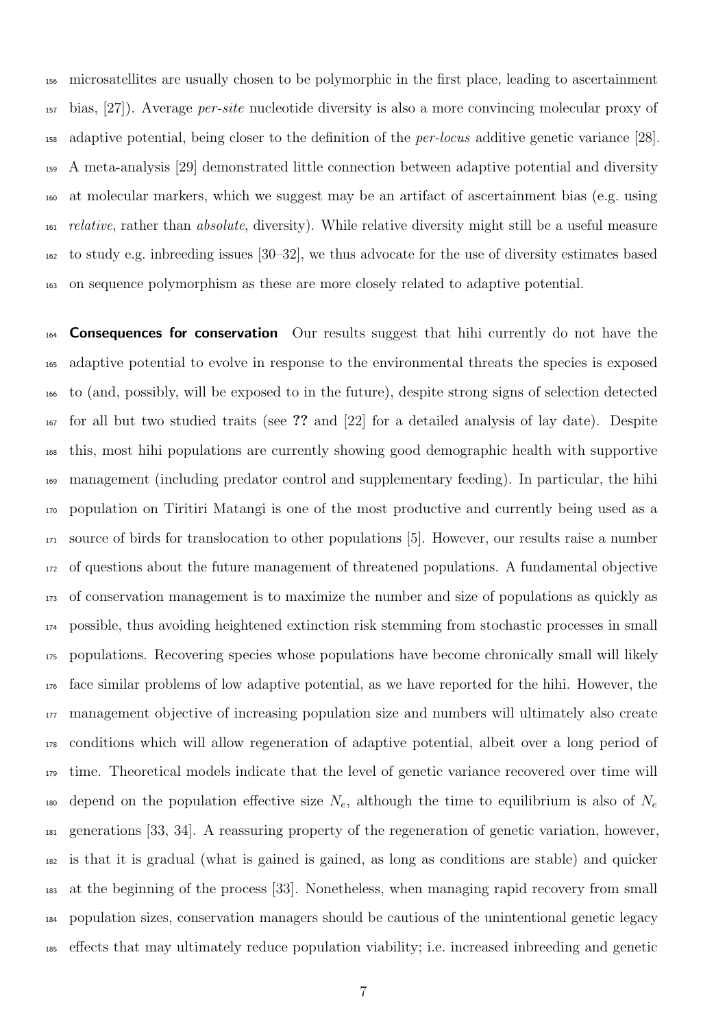microsatellites are usually chosen to be polymorphic in the first place, leading to ascertainment bias, [27]). Average *per-site* nucleotide diversity is also a more convincing molecular proxy of adaptive potential, being closer to the definition of the *per-locus* additive genetic variance [28]. A meta-analysis [29] demonstrated little connection between adaptive potential and diversity at molecular markers, which we suggest may be an artifact of ascertainment bias (e.g. using *relative*, rather than *absolute*, diversity). While relative diversity might still be a useful measure to study e.g. inbreeding issues [30–32], we thus advocate for the use of diversity estimates based on sequence polymorphism as these are more closely related to adaptive potential.

**Consequences for conservation** Our results suggest that hihi currently do not have the adaptive potential to evolve in response to the environmental threats the species is exposed to (and, possibly, will be exposed to in the future), despite strong signs of selection detected for all but two studied traits (see **??** and [22] for a detailed analysis of lay date). Despite this, most hihi populations are currently showing good demographic health with supportive management (including predator control and supplementary feeding). In particular, the hihi population on Tiritiri Matangi is one of the most productive and currently being used as a source of birds for translocation to other populations [5]. However, our results raise a number of questions about the future management of threatened populations. A fundamental objective of conservation management is to maximize the number and size of populations as quickly as possible, thus avoiding heightened extinction risk stemming from stochastic processes in small populations. Recovering species whose populations have become chronically small will likely face similar problems of low adaptive potential, as we have reported for the hihi. However, the management objective of increasing population size and numbers will ultimately also create conditions which will allow regeneration of adaptive potential, albeit over a long period of time. Theoretical models indicate that the level of genetic variance recovered over time will depend on the population effective size $N_e$, although the time to equilibrium is also of $N_e$ generations [33, 34]. A reassuring property of the regeneration of genetic variation, however, is that it is gradual (what is gained is gained, as long as conditions are stable) and quicker at the beginning of the process [33]. Nonetheless, when managing rapid recovery from small population sizes, conservation managers should be cautious of the unintentional genetic legacy effects that may ultimately reduce population viability; i.e. increased inbreeding and genetic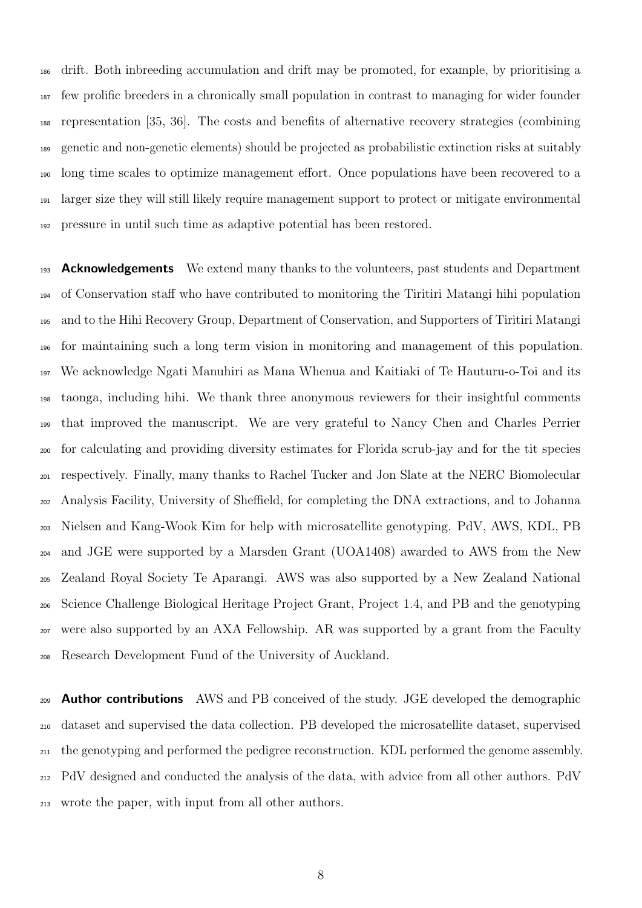drift. Both inbreeding accumulation and drift may be promoted, for example, by prioritising a few prolific breeders in a chronically small population in contrast to managing for wider founder representation [35, 36]. The costs and benefits of alternative recovery strategies (combining genetic and non-genetic elements) should be projected as probabilistic extinction risks at suitably long time scales to optimize management effort. Once populations have been recovered to a larger size they will still likely require management support to protect or mitigate environmental pressure in until such time as adaptive potential has been restored.

**Acknowledgements** We extend many thanks to the volunteers, past students and Department of Conservation staff who have contributed to monitoring the Tiritiri Matangi hihi population and to the Hihi Recovery Group, Department of Conservation, and Supporters of Tiritiri Matangi for maintaining such a long term vision in monitoring and management of this population. We acknowledge Ngati Manuhiri as Mana Whenua and Kaitiaki of Te Hauturu-o-Toi and its taonga, including hihi. We thank three anonymous reviewers for their insightful comments that improved the manuscript. We are very grateful to Nancy Chen and Charles Perrier for calculating and providing diversity estimates for Florida scrub-jay and for the tit species respectively. Finally, many thanks to Rachel Tucker and Jon Slate at the NERC Biomolecular Analysis Facility, University of Sheffield, for completing the DNA extractions, and to Johanna Nielsen and Kang-Wook Kim for help with microsatellite genotyping. PdV, AWS, KDL, PB and JGE were supported by a Marsden Grant (UOA1408) awarded to AWS from the New Zealand Royal Society Te Aparangi. AWS was also supported by a New Zealand National Science Challenge Biological Heritage Project Grant, Project 1.4, and PB and the genotyping were also supported by an AXA Fellowship. AR was supported by a grant from the Faculty Research Development Fund of the University of Auckland.

**Author contributions** AWS and PB conceived of the study. JGE developed the demographic dataset and supervised the data collection. PB developed the microsatellite dataset, supervised the genotyping and performed the pedigree reconstruction. KDL performed the genome assembly. PdV designed and conducted the analysis of the data, with advice from all other authors. PdV wrote the paper, with input from all other authors.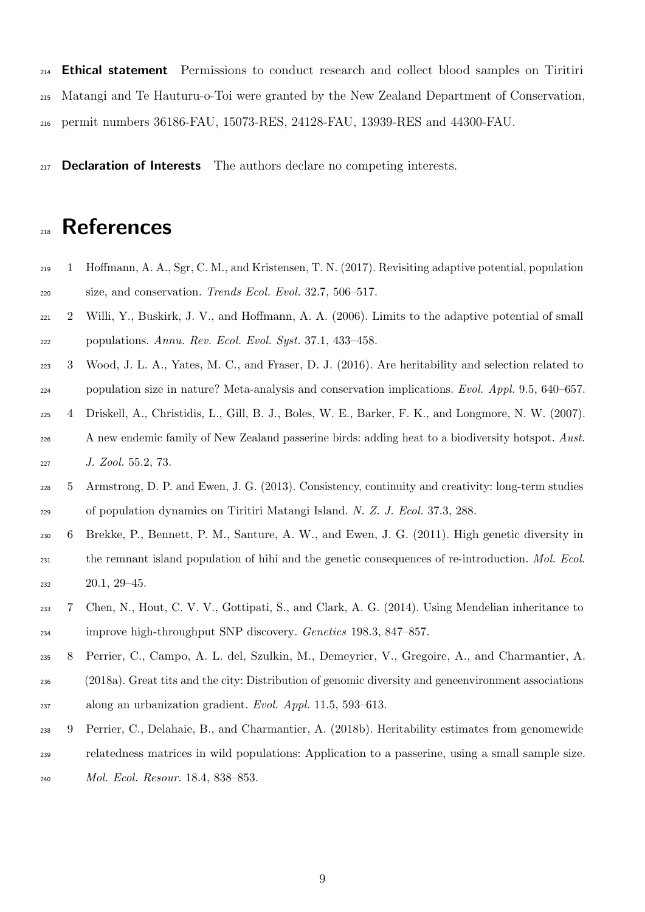**Ethical statement** Permissions to conduct research and collect blood samples on Tiritiri Matangi and Te Hauturu-o-Toi were granted by the New Zealand Department of Conservation, permit numbers 36186-FAU, 15073-RES, 24128-FAU, 13939-RES and 44300-FAU.

**Declaration of Interests** The authors declare no competing interests.

# References

1. Hoffmann, A. A., Sgr, C. M., and Kristensen, T. N. (2017). Revisiting adaptive potential, population size, and conservation. *Trends Ecol. Evol.* 32.7, 506–517.
2. Willi, Y., Buskirk, J. V., and Hoffmann, A. A. (2006). Limits to the adaptive potential of small populations. *Annu. Rev. Ecol. Evol. Syst.* 37.1, 433–458.
3. Wood, J. L. A., Yates, M. C., and Fraser, D. J. (2016). Are heritability and selection related to population size in nature? Meta-analysis and conservation implications. *Evol. Appl.* 9.5, 640–657.
4. Driskell, A., Christidis, L., Gill, B. J., Boles, W. E., Barker, F. K., and Longmore, N. W. (2007). A new endemic family of New Zealand passerine birds: adding heat to a biodiversity hotspot. *Aust. J. Zool.* 55.2, 73.
5. Armstrong, D. P. and Ewen, J. G. (2013). Consistency, continuity and creativity: long-term studies of population dynamics on Tiritiri Matangi Island. *N. Z. J. Ecol.* 37.3, 288.
6. Brekke, P., Bennett, P. M., Santure, A. W., and Ewen, J. G. (2011). High genetic diversity in the remnant island population of hihi and the genetic consequences of re-introduction. *Mol. Ecol.* 20.1, 29–45.
7. Chen, N., Hout, C. V. V., Gottipati, S., and Clark, A. G. (2014). Using Mendelian inheritance to improve high-throughput SNP discovery. *Genetics* 198.3, 847–857.
8. Perrier, C., Campo, A. L. del, Szulkin, M., Demeyrier, V., Gregoire, A., and Charmantier, A. (2018a). Great tits and the city: Distribution of genomic diversity and geneenvironment associations along an urbanization gradient. *Evol. Appl.* 11.5, 593–613.
9. Perrier, C., Delahaie, B., and Charmantier, A. (2018b). Heritability estimates from genomewide relatedness matrices in wild populations: Application to a passerine, using a small sample size. *Mol. Ecol. Resour.* 18.4, 838–853.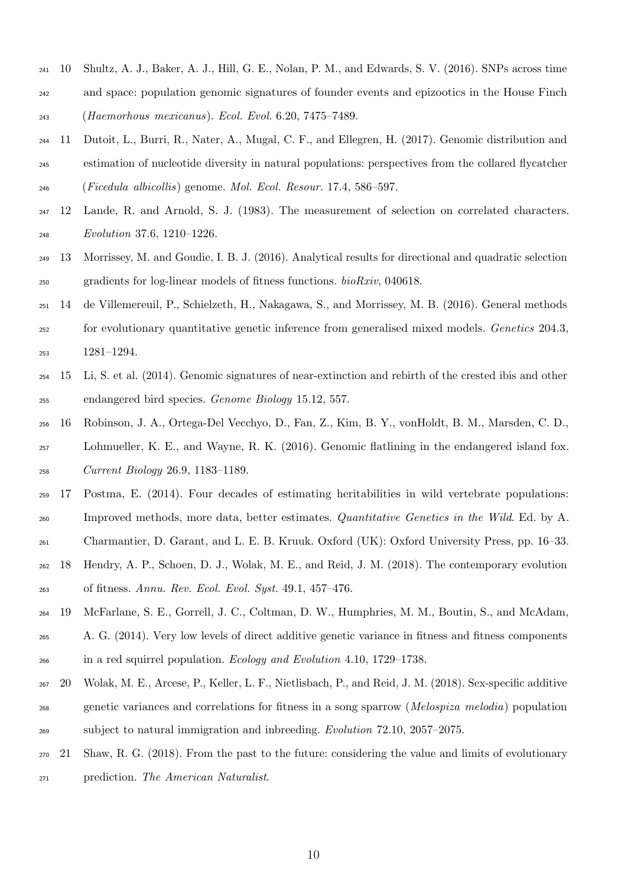10 Shultz, A. J., Baker, A. J., Hill, G. E., Nolan, P. M., and Edwards, S. V. (2016). SNPs across time and space: population genomic signatures of founder events and epizootics in the House Finch (*Haemorhous mexicanus*). *Ecol. Evol.* 6.20, 7475–7489.

11 Dutoit, L., Burri, R., Nater, A., Mugal, C. F., and Ellegren, H. (2017). Genomic distribution and estimation of nucleotide diversity in natural populations: perspectives from the collared flycatcher (*Ficedula albicollis*) genome. *Mol. Ecol. Resour.* 17.4, 586–597.

12 Lande, R. and Arnold, S. J. (1983). The measurement of selection on correlated characters. *Evolution* 37.6, 1210–1226.

13 Morrissey, M. and Goudie, I. B. J. (2016). Analytical results for directional and quadratic selection gradients for log-linear models of fitness functions. *bioRxiv*, 040618.

14 de Villemereuil, P., Schielzeth, H., Nakagawa, S., and Morrissey, M. B. (2016). General methods for evolutionary quantitative genetic inference from generalised mixed models. *Genetics* 204.3, 1281–1294.

15 Li, S. et al. (2014). Genomic signatures of near-extinction and rebirth of the crested ibis and other endangered bird species. *Genome Biology* 15.12, 557.

16 Robinson, J. A., Ortega-Del Vecchyo, D., Fan, Z., Kim, B. Y., vonHoldt, B. M., Marsden, C. D., Lohmueller, K. E., and Wayne, R. K. (2016). Genomic flatlining in the endangered island fox. *Current Biology* 26.9, 1183–1189.

17 Postma, E. (2014). Four decades of estimating heritabilities in wild vertebrate populations: Improved methods, more data, better estimates. *Quantitative Genetics in the Wild*. Ed. by A. Charmantier, D. Garant, and L. E. B. Kruuk. Oxford (UK): Oxford University Press, pp. 16–33.

18 Hendry, A. P., Schoen, D. J., Wolak, M. E., and Reid, J. M. (2018). The contemporary evolution of fitness. *Annu. Rev. Ecol. Evol. Syst.* 49.1, 457–476.

19 McFarlane, S. E., Gorrell, J. C., Coltman, D. W., Humphries, M. M., Boutin, S., and McAdam, A. G. (2014). Very low levels of direct additive genetic variance in fitness and fitness components in a red squirrel population. *Ecology and Evolution* 4.10, 1729–1738.

20 Wolak, M. E., Arcese, P., Keller, L. F., Nietlisbach, P., and Reid, J. M. (2018). Sex-specific additive genetic variances and correlations for fitness in a song sparrow (*Melospiza melodia*) population subject to natural immigration and inbreeding. *Evolution* 72.10, 2057–2075.

21 Shaw, R. G. (2018). From the past to the future: considering the value and limits of evolutionary prediction. *The American Naturalist*.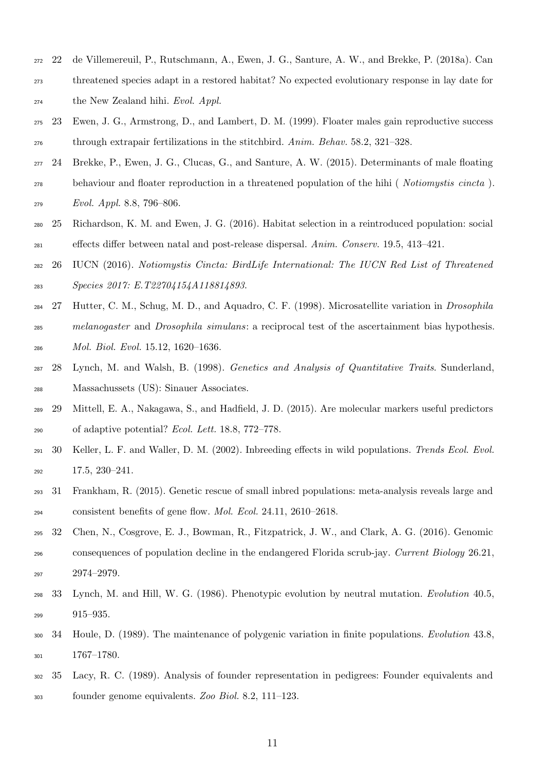22 de Villemereuil, P., Rutschmann, A., Ewen, J. G., Santure, A. W., and Brekke, P. (2018a). Can threatened species adapt in a restored habitat? No expected evolutionary response in lay date for the New Zealand hihi. *Evol. Appl.*

23 Ewen, J. G., Armstrong, D., and Lambert, D. M. (1999). Floater males gain reproductive success through extrapair fertilizations in the stitchbird. *Anim. Behav.* 58.2, 321–328.

24 Brekke, P., Ewen, J. G., Clucas, G., and Santure, A. W. (2015). Determinants of male floating behaviour and floater reproduction in a threatened population of the hihi ( *Notiomystis cincta* ). *Evol. Appl.* 8.8, 796–806.

25 Richardson, K. M. and Ewen, J. G. (2016). Habitat selection in a reintroduced population: social effects differ between natal and post-release dispersal. *Anim. Conserv.* 19.5, 413–421.

26 IUCN (2016). *Notiomystis Cincta: BirdLife International: The IUCN Red List of Threatened Species 2017: E.T22704154A118814893*.

27 Hutter, C. M., Schug, M. D., and Aquadro, C. F. (1998). Microsatellite variation in *Drosophila melanogaster* and *Drosophila simulans*: a reciprocal test of the ascertainment bias hypothesis. *Mol. Biol. Evol.* 15.12, 1620–1636.

28 Lynch, M. and Walsh, B. (1998). *Genetics and Analysis of Quantitative Traits*. Sunderland, Massachussets (US): Sinauer Associates.

29 Mittell, E. A., Nakagawa, S., and Hadfield, J. D. (2015). Are molecular markers useful predictors of adaptive potential? *Ecol. Lett.* 18.8, 772–778.

30 Keller, L. F. and Waller, D. M. (2002). Inbreeding effects in wild populations. *Trends Ecol. Evol.* 17.5, 230–241.

31 Frankham, R. (2015). Genetic rescue of small inbred populations: meta-analysis reveals large and consistent benefits of gene flow. *Mol. Ecol.* 24.11, 2610–2618.

32 Chen, N., Cosgrove, E. J., Bowman, R., Fitzpatrick, J. W., and Clark, A. G. (2016). Genomic consequences of population decline in the endangered Florida scrub-jay. *Current Biology* 26.21, 2974–2979.

33 Lynch, M. and Hill, W. G. (1986). Phenotypic evolution by neutral mutation. *Evolution* 40.5, 915–935.

34 Houle, D. (1989). The maintenance of polygenic variation in finite populations. *Evolution* 43.8, 1767–1780.

35 Lacy, R. C. (1989). Analysis of founder representation in pedigrees: Founder equivalents and founder genome equivalents. *Zoo Biol.* 8.2, 111–123.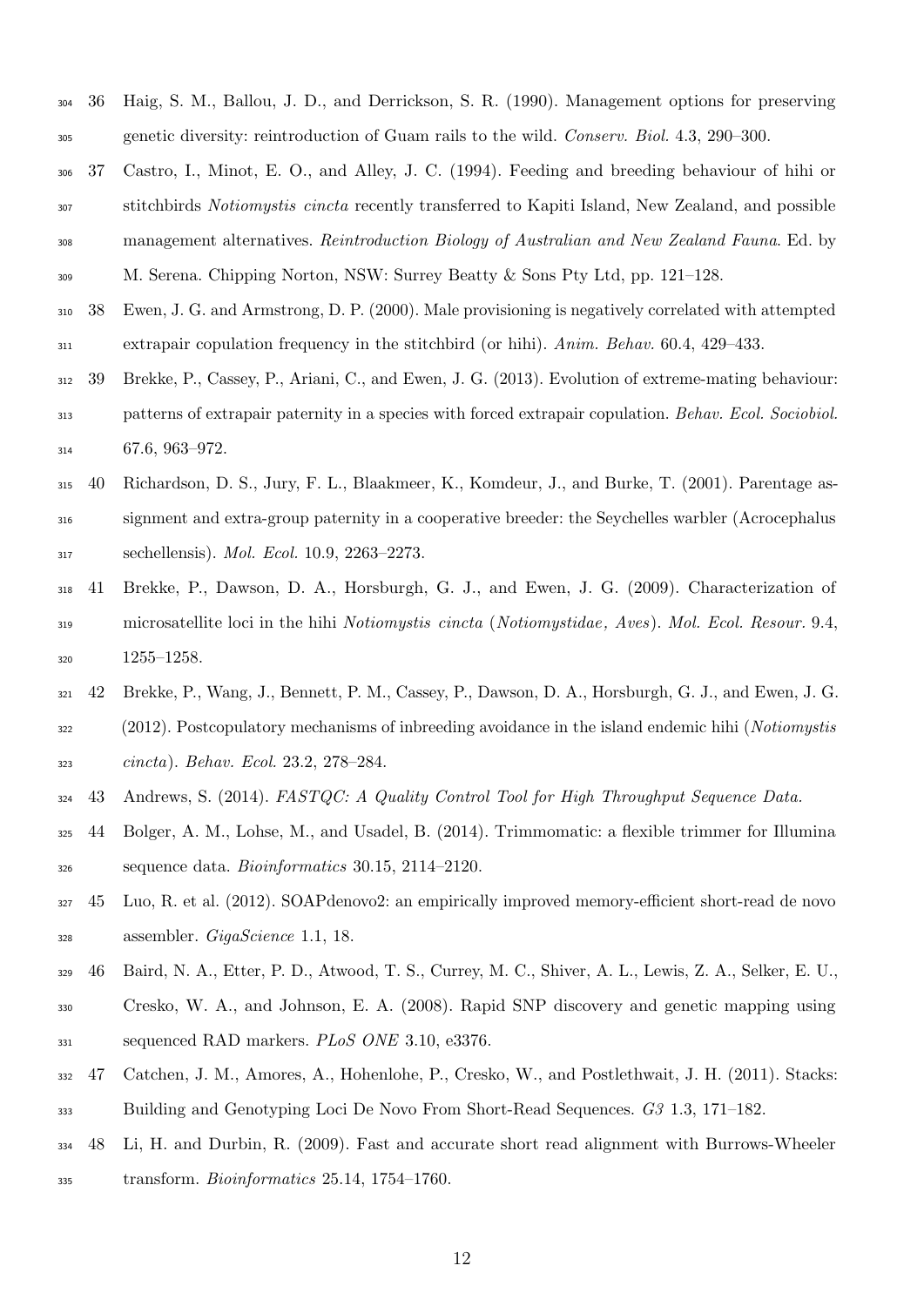36 Haig, S. M., Ballou, J. D., and Derrickson, S. R. (1990). Management options for preserving genetic diversity: reintroduction of Guam rails to the wild. *Conserv. Biol.* 4.3, 290–300.

37 Castro, I., Minot, E. O., and Alley, J. C. (1994). Feeding and breeding behaviour of hihi or stitchbirds *Notiomystis cincta* recently transferred to Kapiti Island, New Zealand, and possible management alternatives. *Reintroduction Biology of Australian and New Zealand Fauna*. Ed. by M. Serena. Chipping Norton, NSW: Surrey Beatty & Sons Pty Ltd, pp. 121–128.

38 Ewen, J. G. and Armstrong, D. P. (2000). Male provisioning is negatively correlated with attempted extrapair copulation frequency in the stitchbird (or hihi). *Anim. Behav.* 60.4, 429–433.

39 Brekke, P., Cassey, P., Ariani, C., and Ewen, J. G. (2013). Evolution of extreme-mating behaviour: patterns of extrapair paternity in a species with forced extrapair copulation. *Behav. Ecol. Sociobiol.* 67.6, 963–972.

40 Richardson, D. S., Jury, F. L., Blaakmeer, K., Komdeur, J., and Burke, T. (2001). Parentage assignment and extra-group paternity in a cooperative breeder: the Seychelles warbler (Acrocephalus sechellensis). *Mol. Ecol.* 10.9, 2263–2273.

41 Brekke, P., Dawson, D. A., Horsburgh, G. J., and Ewen, J. G. (2009). Characterization of microsatellite loci in the hihi *Notiomystis cincta* (*Notiomystidae, Aves*). *Mol. Ecol. Resour.* 9.4, 1255–1258.

42 Brekke, P., Wang, J., Bennett, P. M., Cassey, P., Dawson, D. A., Horsburgh, G. J., and Ewen, J. G. (2012). Postcopulatory mechanisms of inbreeding avoidance in the island endemic hihi (*Notiomystis cincta*). *Behav. Ecol.* 23.2, 278–284.

43 Andrews, S. (2014). *FASTQC: A Quality Control Tool for High Throughput Sequence Data.*

44 Bolger, A. M., Lohse, M., and Usadel, B. (2014). Trimmomatic: a flexible trimmer for Illumina sequence data. *Bioinformatics* 30.15, 2114–2120.

45 Luo, R. et al. (2012). SOAPdenovo2: an empirically improved memory-efficient short-read de novo assembler. *GigaScience* 1.1, 18.

46 Baird, N. A., Etter, P. D., Atwood, T. S., Currey, M. C., Shiver, A. L., Lewis, Z. A., Selker, E. U., Cresko, W. A., and Johnson, E. A. (2008). Rapid SNP discovery and genetic mapping using sequenced RAD markers. *PLoS ONE* 3.10, e3376.

47 Catchen, J. M., Amores, A., Hohenlohe, P., Cresko, W., and Postlethwait, J. H. (2011). Stacks: Building and Genotyping Loci De Novo From Short-Read Sequences. *G3* 1.3, 171–182.

48 Li, H. and Durbin, R. (2009). Fast and accurate short read alignment with Burrows-Wheeler transform. *Bioinformatics* 25.14, 1754–1760.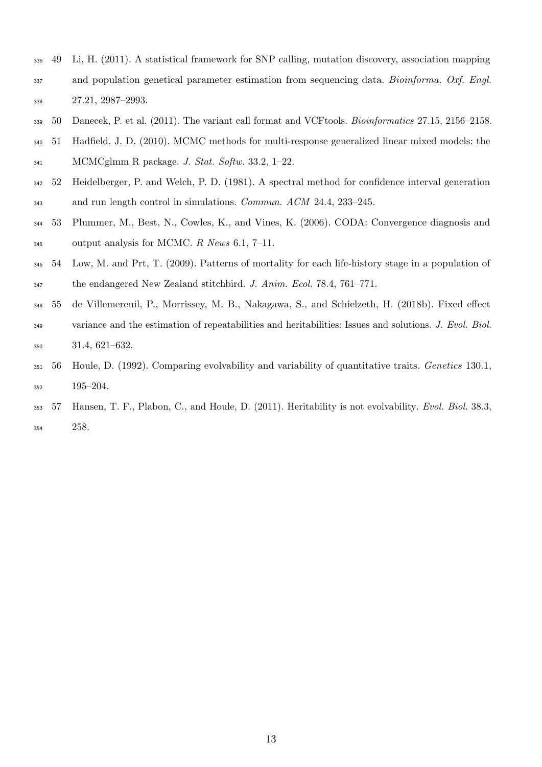49. Li, H. (2011). A statistical framework for SNP calling, mutation discovery, association mapping and population genetical parameter estimation from sequencing data. *Bioinforma. Oxf. Engl.* 27.21, 2987–2993.
50. Danecek, P. et al. (2011). The variant call format and VCFtools. *Bioinformatics* 27.15, 2156–2158.
51. Hadfield, J. D. (2010). MCMC methods for multi-response generalized linear mixed models: the MCMCglmm R package. *J. Stat. Softw.* 33.2, 1–22.
52. Heidelberger, P. and Welch, P. D. (1981). A spectral method for confidence interval generation and run length control in simulations. *Commun. ACM* 24.4, 233–245.
53. Plummer, M., Best, N., Cowles, K., and Vines, K. (2006). CODA: Convergence diagnosis and output analysis for MCMC. *R News* 6.1, 7–11.
54. Low, M. and Prt, T. (2009). Patterns of mortality for each life-history stage in a population of the endangered New Zealand stitchbird. *J. Anim. Ecol.* 78.4, 761–771.
55. de Villemereuil, P., Morrissey, M. B., Nakagawa, S., and Schielzeth, H. (2018b). Fixed effect variance and the estimation of repeatabilities and heritabilities: Issues and solutions. *J. Evol. Biol.* 31.4, 621–632.
56. Houle, D. (1992). Comparing evolvability and variability of quantitative traits. *Genetics* 130.1, 195–204.
57. Hansen, T. F., Plabon, C., and Houle, D. (2011). Heritability is not evolvability. *Evol. Biol.* 38.3, 258.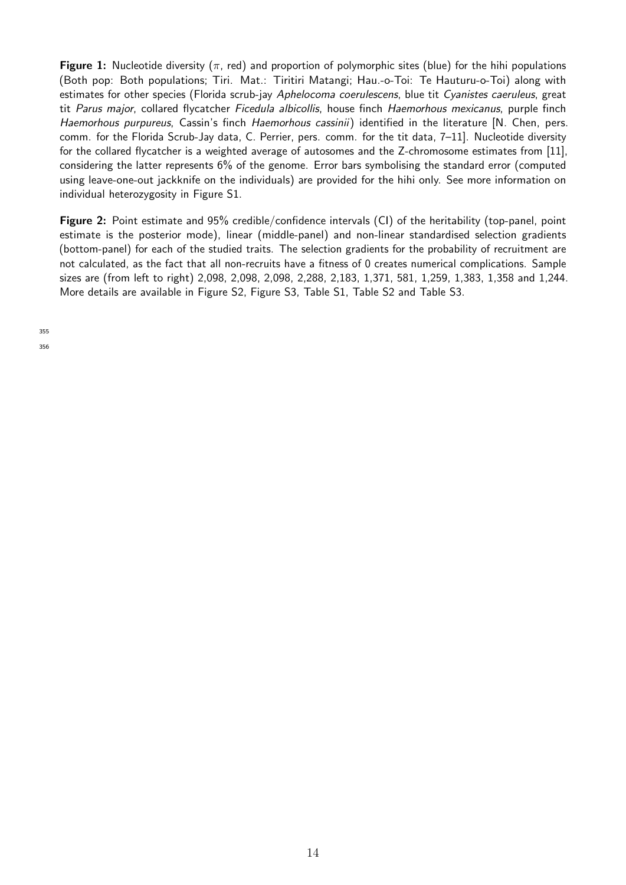**Figure 1:** Nucleotide diversity ($\pi$, red) and proportion of polymorphic sites (blue) for the hihi populations (Both pop: Both populations; Tiri. Mat.: Tiritiri Matangi; Hau.-o-Toi: Te Hauturu-o-Toi) along with estimates for other species (Florida scrub-jay *Aphelocoma coerulescens*, blue tit *Cyanistes caeruleus*, great tit *Parus major*, collared flycatcher *Ficedula albicollis*, house finch *Haemorhous mexicanus*, purple finch *Haemorhous purpureus*, Cassin's finch *Haemorhous cassinii*) identified in the literature [N. Chen, pers. comm. for the Florida Scrub-Jay data, C. Perrier, pers. comm. for the tit data, 7–11]. Nucleotide diversity for the collared flycatcher is a weighted average of autosomes and the Z-chromosome estimates from [11], considering the latter represents 6% of the genome. Error bars symbolising the standard error (computed using leave-one-out jackknife on the individuals) are provided for the hihi only. See more information on individual heterozygosity in Figure S1.

**Figure 2:** Point estimate and 95% credible/confidence intervals (CI) of the heritability (top-panel, point estimate is the posterior mode), linear (middle-panel) and non-linear standardised selection gradients (bottom-panel) for each of the studied traits. The selection gradients for the probability of recruitment are not calculated, as the fact that all non-recruits have a fitness of 0 creates numerical complications. Sample sizes are (from left to right) 2,098, 2,098, 2,098, 2,288, 2,183, 1,371, 581, 1,259, 1,383, 1,358 and 1,244. More details are available in Figure S2, Figure S3, Table S1, Table S2 and Table S3.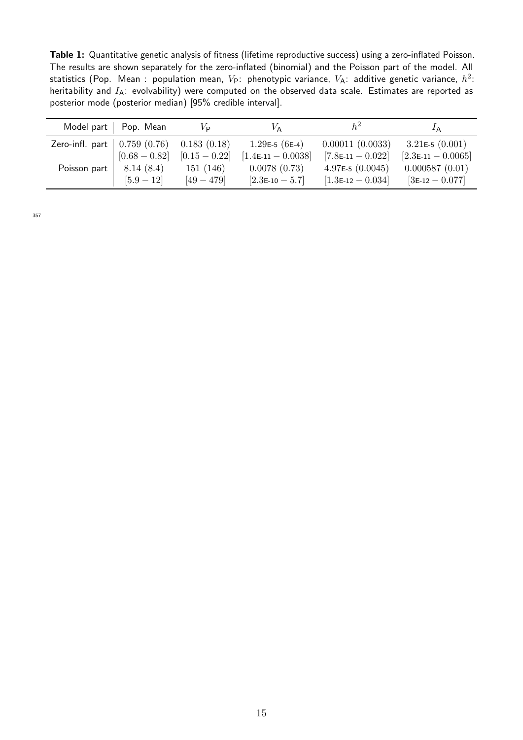**Table 1:** Quantitative genetic analysis of fitness (lifetime reproductive success) using a zero-inflated Poisson. The results are shown separately for the zero-inflated (binomial) and the Poisson part of the model. All statistics (Pop. Mean : population mean, $V_P$: phenotypic variance, $V_A$: additive genetic variance, $h^2$: heritability and $I_A$: evolvability) were computed on the observed data scale. Estimates are reported as posterior mode (posterior median) [95% credible interval].

| Model part | Pop. Mean | $V_P$ | $V_A$ | $h^2$ | $I_A$ |
|---|---|---|---|---|---|
| Zero-infl. part | 0.759 (0.76) | 0.183 (0.18) | 1.29E-5 (6E-4) | 0.00011 (0.0033) | 3.21E-5 (0.001) |
| | [0.68 − 0.82] | [0.15 − 0.22] | [1.4E-11 − 0.0038] | [7.8E-11 − 0.022] | [2.3E-11 − 0.0065] |
| Poisson part | 8.14 (8.4) | 151 (146) | 0.0078 (0.73) | 4.97E-5 (0.0045) | 0.000587 (0.01) |
| | [5.9 − 12] | [49 − 479] | [2.3E-10 − 5.7] | [1.3E-12 − 0.034] | [3E-12 − 0.077] |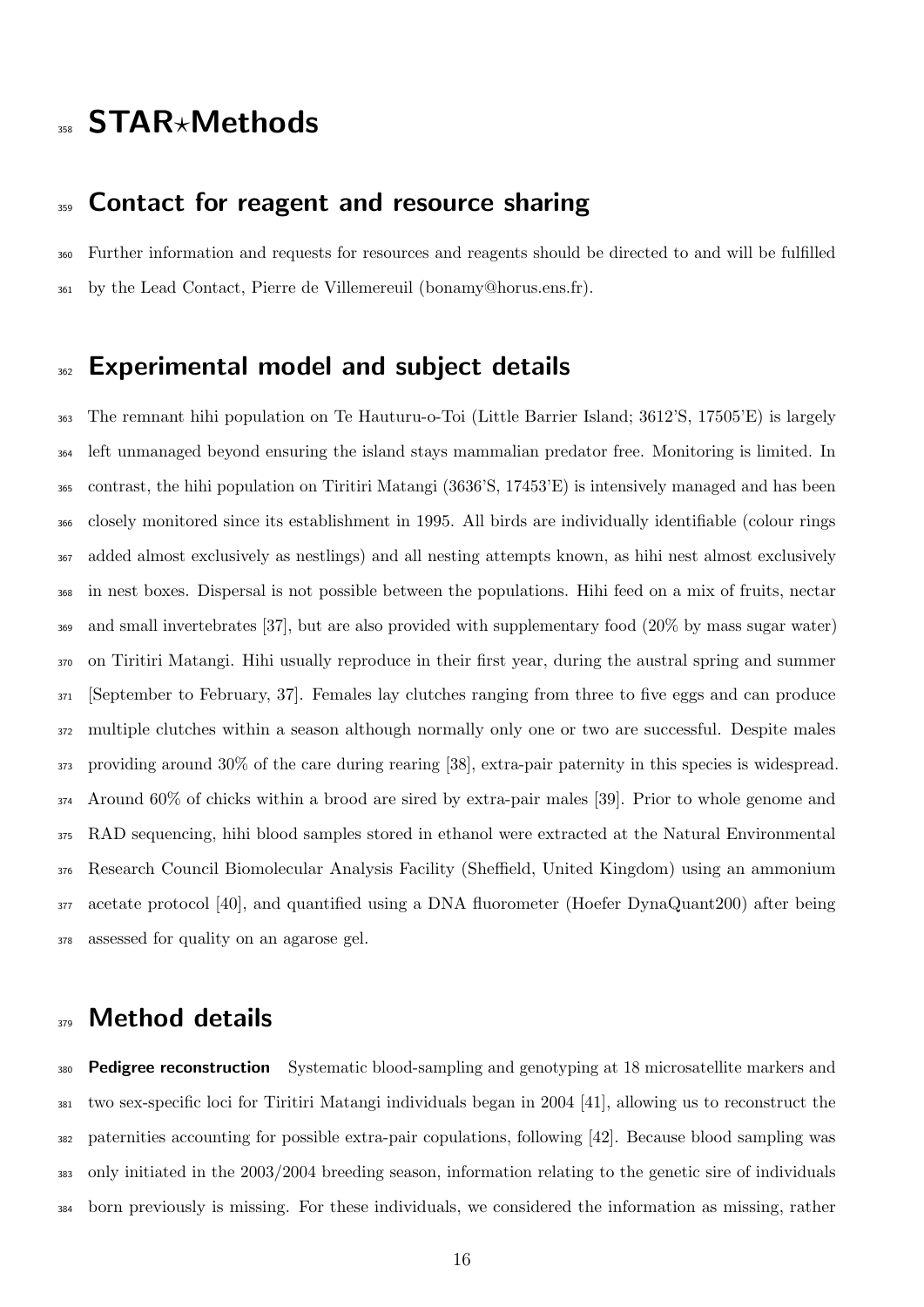# STAR⋆Methods

## Contact for reagent and resource sharing

Further information and requests for resources and reagents should be directed to and will be fulfilled by the Lead Contact, Pierre de Villemereuil (bonamy@horus.ens.fr).

## Experimental model and subject details

The remnant hihi population on Te Hauturu-o-Toi (Little Barrier Island; 3612'S, 17505'E) is largely left unmanaged beyond ensuring the island stays mammalian predator free. Monitoring is limited. In contrast, the hihi population on Tiritiri Matangi (3636'S, 17453'E) is intensively managed and has been closely monitored since its establishment in 1995. All birds are individually identifiable (colour rings added almost exclusively as nestlings) and all nesting attempts known, as hihi nest almost exclusively in nest boxes. Dispersal is not possible between the populations. Hihi feed on a mix of fruits, nectar and small invertebrates [37], but are also provided with supplementary food (20% by mass sugar water) on Tiritiri Matangi. Hihi usually reproduce in their first year, during the austral spring and summer [September to February, 37]. Females lay clutches ranging from three to five eggs and can produce multiple clutches within a season although normally only one or two are successful. Despite males providing around 30% of the care during rearing [38], extra-pair paternity in this species is widespread. Around 60% of chicks within a brood are sired by extra-pair males [39]. Prior to whole genome and RAD sequencing, hihi blood samples stored in ethanol were extracted at the Natural Environmental Research Council Biomolecular Analysis Facility (Sheffield, United Kingdom) using an ammonium acetate protocol [40], and quantified using a DNA fluorometer (Hoefer DynaQuant200) after being assessed for quality on an agarose gel.

## Method details

**Pedigree reconstruction** Systematic blood-sampling and genotyping at 18 microsatellite markers and two sex-specific loci for Tiritiri Matangi individuals began in 2004 [41], allowing us to reconstruct the paternities accounting for possible extra-pair copulations, following [42]. Because blood sampling was only initiated in the 2003/2004 breeding season, information relating to the genetic sire of individuals born previously is missing. For these individuals, we considered the information as missing, rather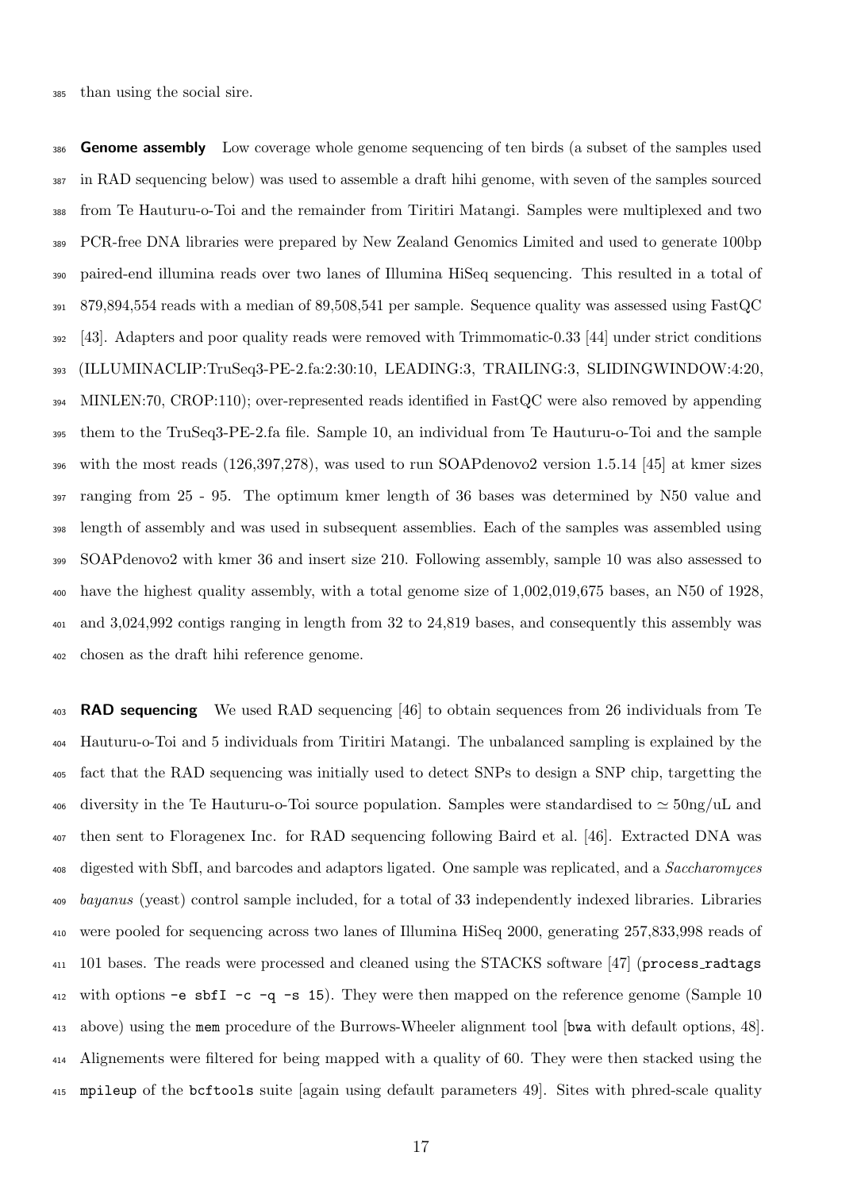than using the social sire.

**Genome assembly** Low coverage whole genome sequencing of ten birds (a subset of the samples used in RAD sequencing below) was used to assemble a draft hihi genome, with seven of the samples sourced from Te Hauturu-o-Toi and the remainder from Tiritiri Matangi. Samples were multiplexed and two PCR-free DNA libraries were prepared by New Zealand Genomics Limited and used to generate 100bp paired-end illumina reads over two lanes of Illumina HiSeq sequencing. This resulted in a total of 879,894,554 reads with a median of 89,508,541 per sample. Sequence quality was assessed using FastQC [43]. Adapters and poor quality reads were removed with Trimmomatic-0.33 [44] under strict conditions (ILLUMINACLIP:TruSeq3-PE-2.fa:2:30:10, LEADING:3, TRAILING:3, SLIDINGWINDOW:4:20, MINLEN:70, CROP:110); over-represented reads identified in FastQC were also removed by appending them to the TruSeq3-PE-2.fa file. Sample 10, an individual from Te Hauturu-o-Toi and the sample with the most reads (126,397,278), was used to run SOAPdenovo2 version 1.5.14 [45] at kmer sizes ranging from 25 - 95. The optimum kmer length of 36 bases was determined by N50 value and length of assembly and was used in subsequent assemblies. Each of the samples was assembled using SOAPdenovo2 with kmer 36 and insert size 210. Following assembly, sample 10 was also assessed to have the highest quality assembly, with a total genome size of 1,002,019,675 bases, an N50 of 1928, and 3,024,992 contigs ranging in length from 32 to 24,819 bases, and consequently this assembly was chosen as the draft hihi reference genome.

**RAD sequencing** We used RAD sequencing [46] to obtain sequences from 26 individuals from Te Hauturu-o-Toi and 5 individuals from Tiritiri Matangi. The unbalanced sampling is explained by the fact that the RAD sequencing was initially used to detect SNPs to design a SNP chip, targetting the diversity in the Te Hauturu-o-Toi source population. Samples were standardised to $\simeq$ 50ng/uL and then sent to Floragenex Inc. for RAD sequencing following Baird et al. [46]. Extracted DNA was digested with SbfI, and barcodes and adaptors ligated. One sample was replicated, and a *Saccharomyces bayanus* (yeast) control sample included, for a total of 33 independently indexed libraries. Libraries were pooled for sequencing across two lanes of Illumina HiSeq 2000, generating 257,833,998 reads of 101 bases. The reads were processed and cleaned using the STACKS software [47] (`process_radtags` with options `-e sbfI -c -q -s 15`). They were then mapped on the reference genome (Sample 10 above) using the `mem` procedure of the Burrows-Wheeler alignment tool [`bwa` with default options, 48]. Alignements were filtered for being mapped with a quality of 60. They were then stacked using the `mpileup` of the `bcftools` suite [again using default parameters 49]. Sites with phred-scale quality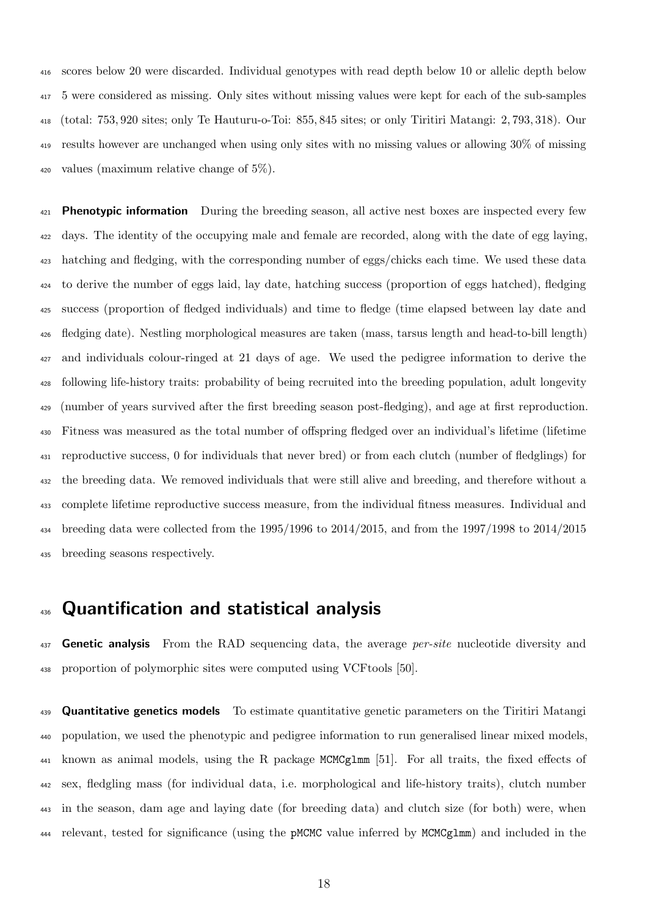scores below 20 were discarded. Individual genotypes with read depth below 10 or allelic depth below 5 were considered as missing. Only sites without missing values were kept for each of the sub-samples (total: 753,920 sites; only Te Hauturu-o-Toi: 855,845 sites; or only Tiritiri Matangi: 2,793,318). Our results however are unchanged when using only sites with no missing values or allowing 30% of missing values (maximum relative change of 5%).

**Phenotypic information** During the breeding season, all active nest boxes are inspected every few days. The identity of the occupying male and female are recorded, along with the date of egg laying, hatching and fledging, with the corresponding number of eggs/chicks each time. We used these data to derive the number of eggs laid, lay date, hatching success (proportion of eggs hatched), fledging success (proportion of fledged individuals) and time to fledge (time elapsed between lay date and fledging date). Nestling morphological measures are taken (mass, tarsus length and head-to-bill length) and individuals colour-ringed at 21 days of age. We used the pedigree information to derive the following life-history traits: probability of being recruited into the breeding population, adult longevity (number of years survived after the first breeding season post-fledging), and age at first reproduction. Fitness was measured as the total number of offspring fledged over an individual's lifetime (lifetime reproductive success, 0 for individuals that never bred) or from each clutch (number of fledglings) for the breeding data. We removed individuals that were still alive and breeding, and therefore without a complete lifetime reproductive success measure, from the individual fitness measures. Individual and breeding data were collected from the 1995/1996 to 2014/2015, and from the 1997/1998 to 2014/2015 breeding seasons respectively.

# Quantification and statistical analysis

**Genetic analysis** From the RAD sequencing data, the average *per-site* nucleotide diversity and proportion of polymorphic sites were computed using VCFtools [50].

**Quantitative genetics models** To estimate quantitative genetic parameters on the Tiritiri Matangi population, we used the phenotypic and pedigree information to run generalised linear mixed models, known as animal models, using the R package `MCMCglmm` [51]. For all traits, the fixed effects of sex, fledgling mass (for individual data, i.e. morphological and life-history traits), clutch number in the season, dam age and laying date (for breeding data) and clutch size (for both) were, when relevant, tested for significance (using the `pMCMC` value inferred by `MCMCglmm`) and included in the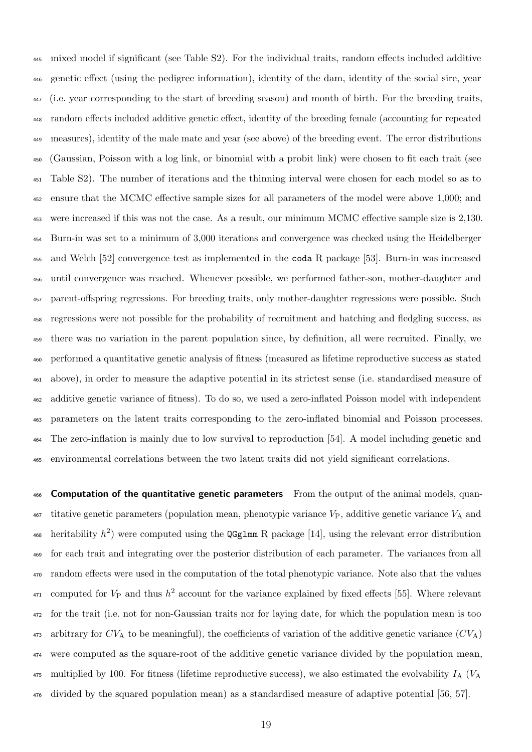mixed model if significant (see Table S2). For the individual traits, random effects included additive genetic effect (using the pedigree information), identity of the dam, identity of the social sire, year (i.e. year corresponding to the start of breeding season) and month of birth. For the breeding traits, random effects included additive genetic effect, identity of the breeding female (accounting for repeated measures), identity of the male mate and year (see above) of the breeding event. The error distributions (Gaussian, Poisson with a log link, or binomial with a probit link) were chosen to fit each trait (see Table S2). The number of iterations and the thinning interval were chosen for each model so as to ensure that the MCMC effective sample sizes for all parameters of the model were above 1,000; and were increased if this was not the case. As a result, our minimum MCMC effective sample size is 2,130. Burn-in was set to a minimum of 3,000 iterations and convergence was checked using the Heidelberger and Welch [52] convergence test as implemented in the `coda` R package [53]. Burn-in was increased until convergence was reached. Whenever possible, we performed father-son, mother-daughter and parent-offspring regressions. For breeding traits, only mother-daughter regressions were possible. Such regressions were not possible for the probability of recruitment and hatching and fledgling success, as there was no variation in the parent population since, by definition, all were recruited. Finally, we performed a quantitative genetic analysis of fitness (measured as lifetime reproductive success as stated above), in order to measure the adaptive potential in its strictest sense (i.e. standardised measure of additive genetic variance of fitness). To do so, we used a zero-inflated Poisson model with independent parameters on the latent traits corresponding to the zero-inflated binomial and Poisson processes. The zero-inflation is mainly due to low survival to reproduction [54]. A model including genetic and environmental correlations between the two latent traits did not yield significant correlations.

**Computation of the quantitative genetic parameters** From the output of the animal models, quantitative genetic parameters (population mean, phenotypic variance $V_{\mathrm{P}}$, additive genetic variance $V_{\mathrm{A}}$ and heritability $h^2$) were computed using the `QGglmm` R package [14], using the relevant error distribution for each trait and integrating over the posterior distribution of each parameter. The variances from all random effects were used in the computation of the total phenotypic variance. Note also that the values computed for $V_{\mathrm{P}}$ and thus $h^2$ account for the variance explained by fixed effects [55]. Where relevant for the trait (i.e. not for non-Gaussian traits nor for laying date, for which the population mean is too arbitrary for $CV_{\mathrm{A}}$ to be meaningful), the coefficients of variation of the additive genetic variance ($CV_{\mathrm{A}}$) were computed as the square-root of the additive genetic variance divided by the population mean, multiplied by 100. For fitness (lifetime reproductive success), we also estimated the evolvability $I_{\mathrm{A}}$ ($V_{\mathrm{A}}$ divided by the squared population mean) as a standardised measure of adaptive potential [56, 57].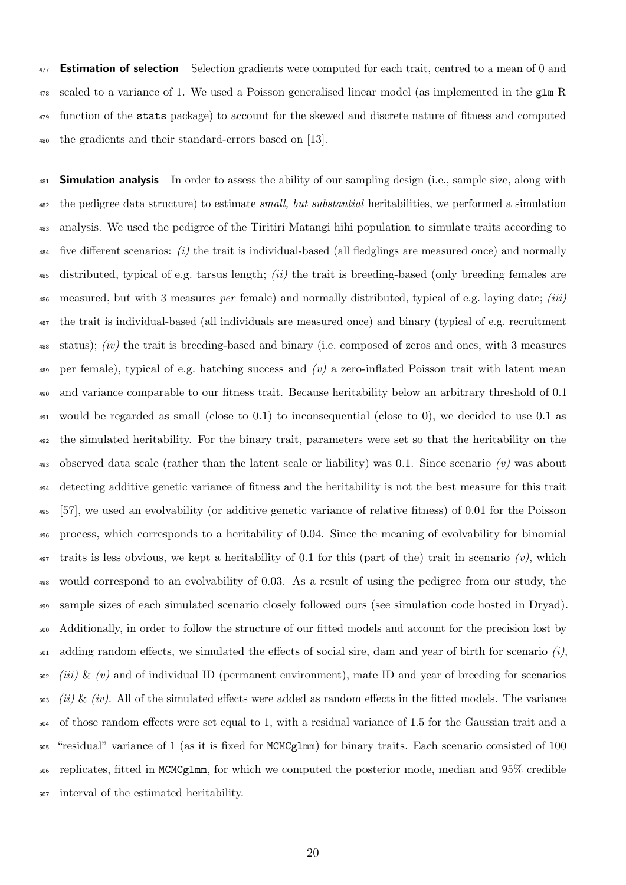**Estimation of selection** Selection gradients were computed for each trait, centred to a mean of 0 and scaled to a variance of 1. We used a Poisson generalised linear model (as implemented in the `glm` R function of the `stats` package) to account for the skewed and discrete nature of fitness and computed the gradients and their standard-errors based on [13].

**Simulation analysis** In order to assess the ability of our sampling design (i.e., sample size, along with the pedigree data structure) to estimate *small, but substantial* heritabilities, we performed a simulation analysis. We used the pedigree of the Tiritiri Matangi hihi population to simulate traits according to five different scenarios: *(i)* the trait is individual-based (all fledglings are measured once) and normally distributed, typical of e.g. tarsus length; *(ii)* the trait is breeding-based (only breeding females are measured, but with 3 measures *per* female) and normally distributed, typical of e.g. laying date; *(iii)* the trait is individual-based (all individuals are measured once) and binary (typical of e.g. recruitment status); *(iv)* the trait is breeding-based and binary (i.e. composed of zeros and ones, with 3 measures per female), typical of e.g. hatching success and *(v)* a zero-inflated Poisson trait with latent mean and variance comparable to our fitness trait. Because heritability below an arbitrary threshold of 0.1 would be regarded as small (close to 0.1) to inconsequential (close to 0), we decided to use 0.1 as the simulated heritability. For the binary trait, parameters were set so that the heritability on the observed data scale (rather than the latent scale or liability) was 0.1. Since scenario *(v)* was about detecting additive genetic variance of fitness and the heritability is not the best measure for this trait [57], we used an evolvability (or additive genetic variance of relative fitness) of 0.01 for the Poisson process, which corresponds to a heritability of 0.04. Since the meaning of evolvability for binomial traits is less obvious, we kept a heritability of 0.1 for this (part of the) trait in scenario *(v)*, which would correspond to an evolvability of 0.03. As a result of using the pedigree from our study, the sample sizes of each simulated scenario closely followed ours (see simulation code hosted in Dryad). Additionally, in order to follow the structure of our fitted models and account for the precision lost by adding random effects, we simulated the effects of social sire, dam and year of birth for scenario *(i)*, *(iii)* & *(v)* and of individual ID (permanent environment), mate ID and year of breeding for scenarios *(ii)* & *(iv)*. All of the simulated effects were added as random effects in the fitted models. The variance of those random effects were set equal to 1, with a residual variance of 1.5 for the Gaussian trait and a "residual" variance of 1 (as it is fixed for `MCMCglmm`) for binary traits. Each scenario consisted of 100 replicates, fitted in `MCMCglmm`, for which we computed the posterior mode, median and 95% credible interval of the estimated heritability.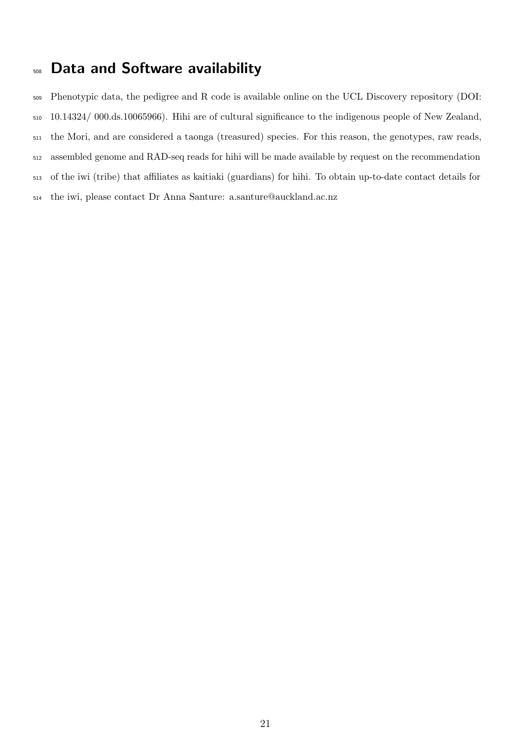# Data and Software availability

Phenotypic data, the pedigree and R code is available online on the UCL Discovery repository (DOI: 10.14324/ 000.ds.10065966). Hihi are of cultural significance to the indigenous people of New Zealand, the Mori, and are considered a taonga (treasured) species. For this reason, the genotypes, raw reads, assembled genome and RAD-seq reads for hihi will be made available by request on the recommendation of the iwi (tribe) that affiliates as kaitiaki (guardians) for hihi. To obtain up-to-date contact details for the iwi, please contact Dr Anna Santure: a.santure@auckland.ac.nz